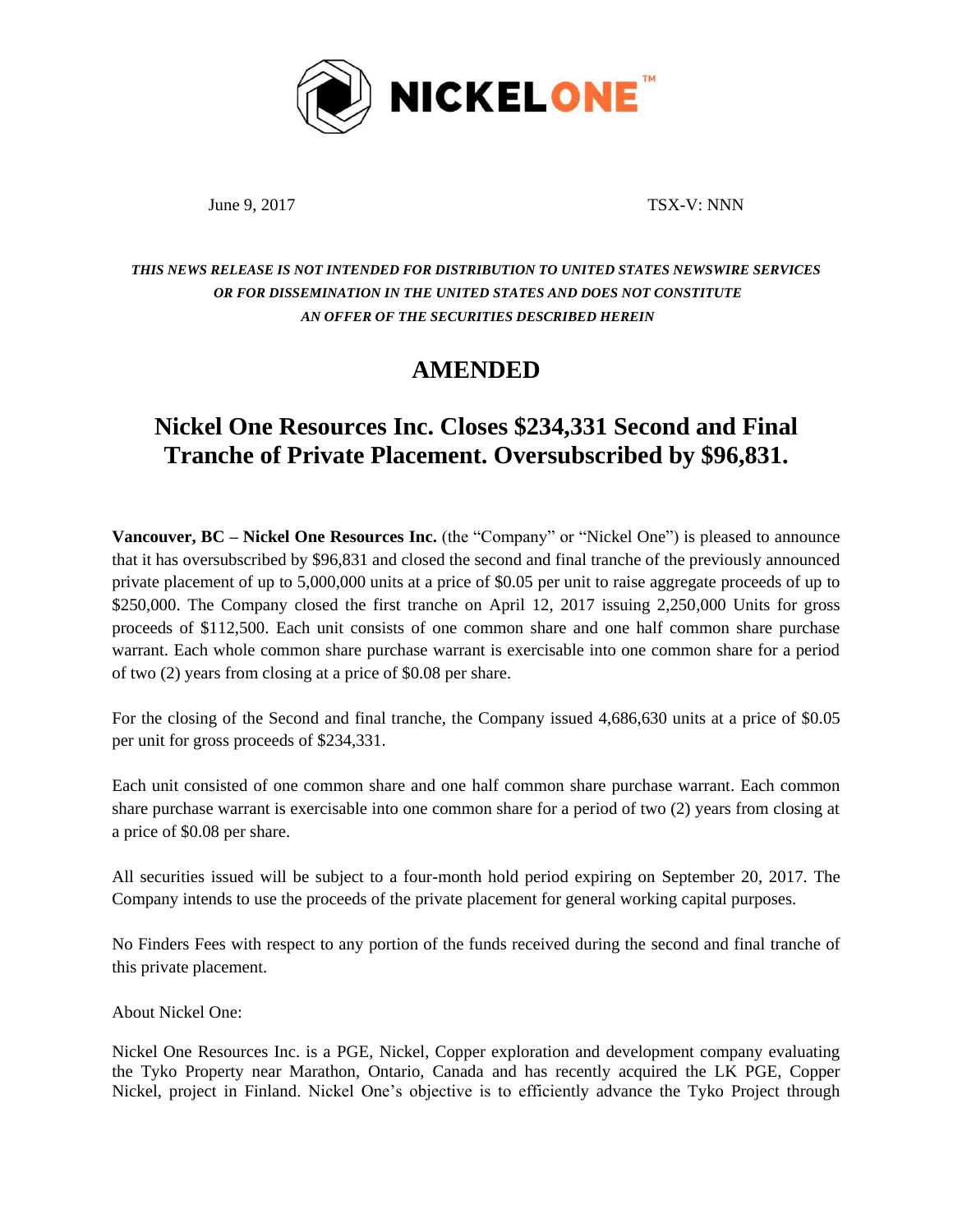NICKEL ONE™

June 9, 2017 TSX-V: NNN

***THIS NEWS RELEASE IS NOT INTENDED FOR DISTRIBUTION TO UNITED STATES NEWSWIRE SERVICES OR FOR DISSEMINATION IN THE UNITED STATES AND DOES NOT CONSTITUTE AN OFFER OF THE SECURITIES DESCRIBED HEREIN***

# AMENDED

# Nickel One Resources Inc. Closes $234,331 Second and Final Tranche of Private Placement. Oversubscribed by $96,831.

**Vancouver, BC – Nickel One Resources Inc.** (the "Company" or "Nickel One") is pleased to announce that it has oversubscribed by $96,831 and closed the second and final tranche of the previously announced private placement of up to 5,000,000 units at a price of $0.05 per unit to raise aggregate proceeds of up to $250,000. The Company closed the first tranche on April 12, 2017 issuing 2,250,000 Units for gross proceeds of $112,500. Each unit consists of one common share and one half common share purchase warrant. Each whole common share purchase warrant is exercisable into one common share for a period of two (2) years from closing at a price of $0.08 per share.

For the closing of the Second and final tranche, the Company issued 4,686,630 units at a price of $0.05 per unit for gross proceeds of $234,331.

Each unit consisted of one common share and one half common share purchase warrant. Each common share purchase warrant is exercisable into one common share for a period of two (2) years from closing at a price of $0.08 per share.

All securities issued will be subject to a four-month hold period expiring on September 20, 2017. The Company intends to use the proceeds of the private placement for general working capital purposes.

No Finders Fees with respect to any portion of the funds received during the second and final tranche of this private placement.

About Nickel One:

Nickel One Resources Inc. is a PGE, Nickel, Copper exploration and development company evaluating the Tyko Property near Marathon, Ontario, Canada and has recently acquired the LK PGE, Copper Nickel, project in Finland. Nickel One's objective is to efficiently advance the Tyko Project through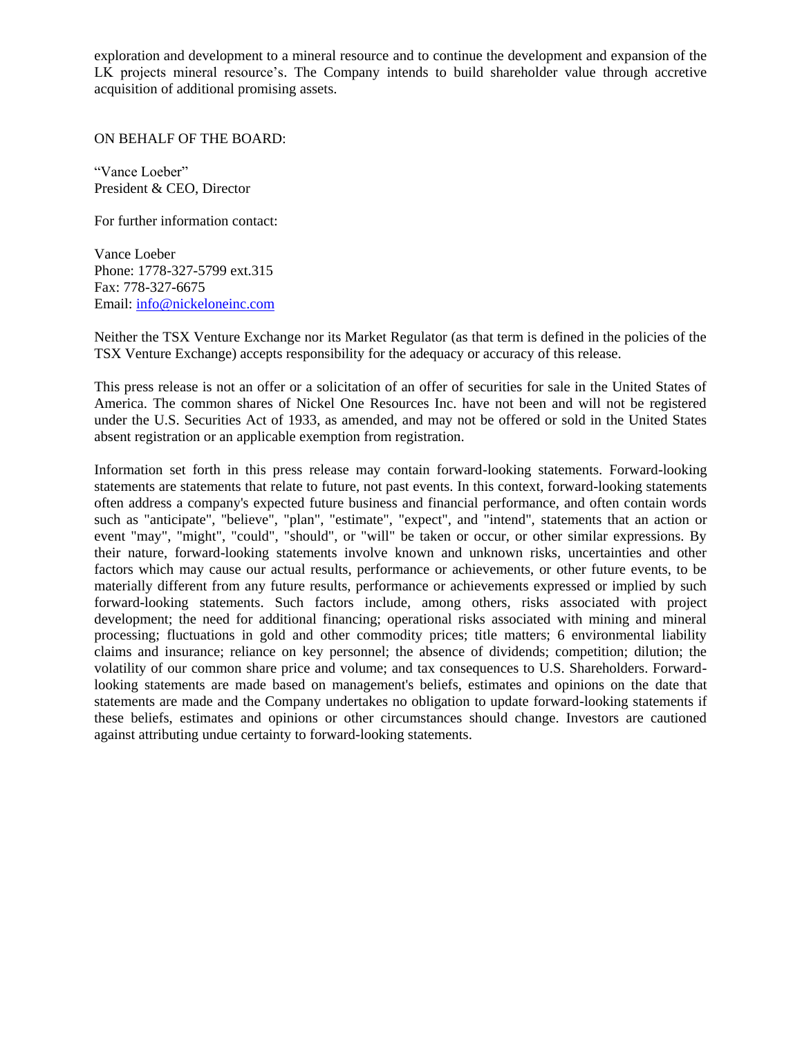exploration and development to a mineral resource and to continue the development and expansion of the LK projects mineral resource's. The Company intends to build shareholder value through accretive acquisition of additional promising assets.

ON BEHALF OF THE BOARD:

"Vance Loeber"
President & CEO, Director

For further information contact:

Vance Loeber
Phone: 1778-327-5799 ext.315
Fax: 778-327-6675
Email: info@nickeloneinc.com

Neither the TSX Venture Exchange nor its Market Regulator (as that term is defined in the policies of the TSX Venture Exchange) accepts responsibility for the adequacy or accuracy of this release.

This press release is not an offer or a solicitation of an offer of securities for sale in the United States of America. The common shares of Nickel One Resources Inc. have not been and will not be registered under the U.S. Securities Act of 1933, as amended, and may not be offered or sold in the United States absent registration or an applicable exemption from registration.

Information set forth in this press release may contain forward-looking statements. Forward-looking statements are statements that relate to future, not past events. In this context, forward-looking statements often address a company's expected future business and financial performance, and often contain words such as "anticipate", "believe", "plan", "estimate", "expect", and "intend", statements that an action or event "may", "might", "could", "should", or "will" be taken or occur, or other similar expressions. By their nature, forward-looking statements involve known and unknown risks, uncertainties and other factors which may cause our actual results, performance or achievements, or other future events, to be materially different from any future results, performance or achievements expressed or implied by such forward-looking statements. Such factors include, among others, risks associated with project development; the need for additional financing; operational risks associated with mining and mineral processing; fluctuations in gold and other commodity prices; title matters; 6 environmental liability claims and insurance; reliance on key personnel; the absence of dividends; competition; dilution; the volatility of our common share price and volume; and tax consequences to U.S. Shareholders. Forward-looking statements are made based on management's beliefs, estimates and opinions on the date that statements are made and the Company undertakes no obligation to update forward-looking statements if these beliefs, estimates and opinions or other circumstances should change. Investors are cautioned against attributing undue certainty to forward-looking statements.